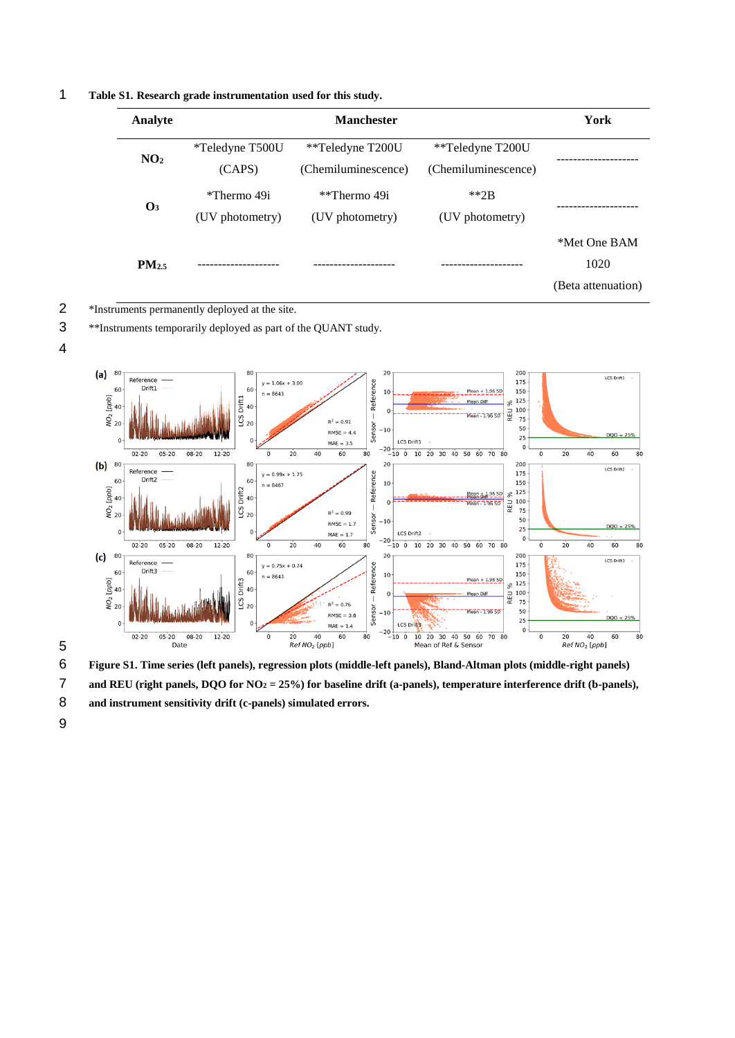**Table S1. Research grade instrumentation used for this study.**

| Analyte | Manchester | | | York |
|---|---|---|---|---|
| $NO_2$ | *Teledyne T500U (CAPS) | **Teledyne T200U (Chemiluminescence) | **Teledyne T200U (Chemiluminescence) | -------------------- |
| $O_3$ | *Thermo 49i (UV photometry) | **Thermo 49i (UV photometry) | **2B (UV photometry) | -------------------- |
| $PM_{2.5}$ | -------------------- | -------------------- | -------------------- | *Met One BAM 1020 (Beta attenuation) |

*Instruments permanently deployed at the site.

**Instruments temporarily deployed as part of the QUANT study.

(a)
Reference
Drift1
$NO_2$ [ppb]
02-20 05-20 08-20 12-20
LCS Drift1
y = 1.06x + 3.00
n = 8643
$R^2$ = 0.91
RMSE = 4.4
MAE = 3.5
Sensor − Reference
Mean + 1.96 SD
Mean Diff
Mean - 1.96 SD
LCS Drift1
REU %
LCS Drift1
DQO = 25%

(b)
Reference
Drift2
$NO_2$ [ppb]
02-20 05-20 08-20 12-20
LCS Drift2
y = 0.99x + 1.75
n = 8467
$R^2$ = 0.99
RMSE = 1.7
MAE = 1.7
Sensor − Reference
Mean + 1.96 SD
Mean Diff
Mean - 1.96 SD
LCS Drift2
REU %
LCS Drift2
DQO = 25%

(c)
Reference
Drift3
$NO_2$ [ppb]
02-20 05-20 08-20 12-20
Date
LCS Drift3
y = 0.75x + 0.74
n = 8643
$R^2$ = 0.76
RMSE = 3.8
MAE = 1.4
Ref $NO_2$ [ppb]
Sensor − Reference
Mean + 1.96 SD
Mean Diff
Mean - 1.96 SD
LCS Drift3
Mean of Ref & Sensor
REU %
LCS Drift3
DQO = 25%
Ref $NO_2$ [ppb]

**Figure S1. Time series (left panels), regression plots (middle-left panels), Bland-Altman plots (middle-right panels) and REU (right panels, DQO for $NO_2$ = 25%) for baseline drift (a-panels), temperature interference drift (b-panels), and instrument sensitivity drift (c-panels) simulated errors.**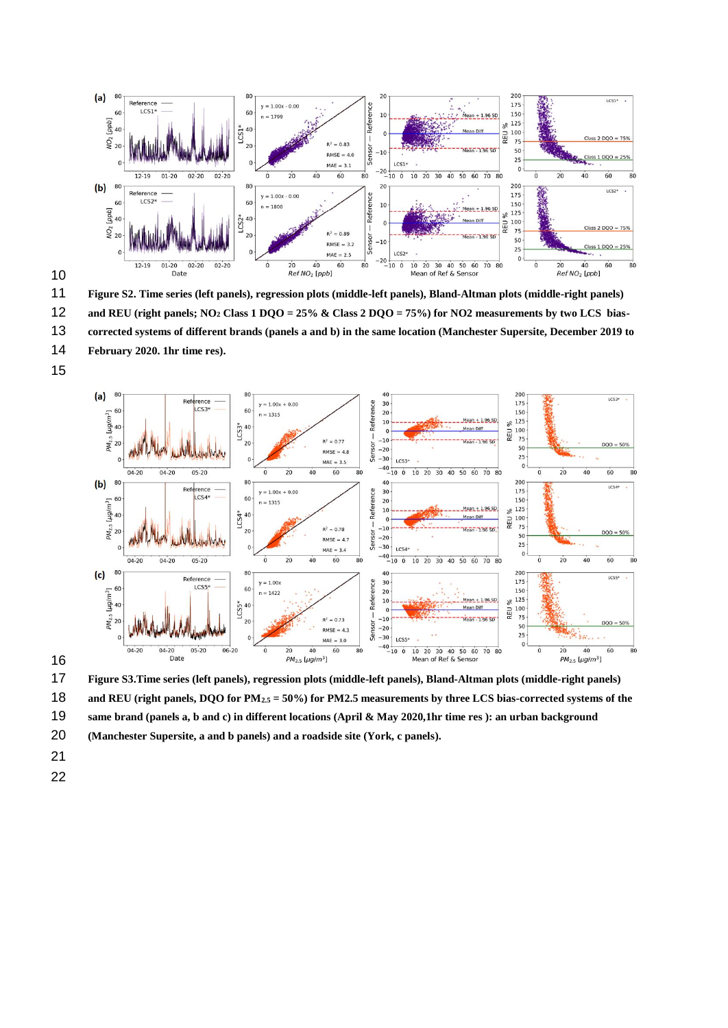(a)
80
60
40
20
0
$NO_2$ [ppb]
Reference
LCS1*
12-19 01-20 02-20 02-20

y = 1.00x - 0.00
n = 1799
$R^2$ = 0.83
RMSE = 4.0
MAE = 3.1
LCS1*

Sensor — Reference
Mean + 1.96 SD
Mean Diff
Mean - 1.96 SD
LCS1*

REU %
LCS1*
Class 2 DQO = 75%
Class 1 DQO = 25%

(b)
$NO_2$ [ppb]
Reference
LCS2*
12-19 01-20 02-20 02-20
Date

y = 1.00x - 0.00
n = 1800
$R^2$ = 0.89
RMSE = 3.2
MAE = 2.5
LCS2*
Ref $NO_2$ [ppb]

Sensor — Reference
Mean + 1.96 SD
Mean Diff
Mean - 1.96 SD
LCS2*
Mean of Ref & Sensor

REU %
LCS2*
Class 2 DQO = 75%
Class 1 DQO = 25%
Ref $NO_2$ [ppb]

**Figure S2. Time series (left panels), regression plots (middle-left panels), Bland-Altman plots (middle-right panels) and REU (right panels; $NO_2$ Class 1 DQO = 25% & Class 2 DQO = 75%) for NO2 measurements by two LCS bias-corrected systems of different brands (panels a and b) in the same location (Manchester Supersite, December 2019 to February 2020. 1hr time res).**

(a)
$PM_{2.5}$ [$\mu g/m^3$]
Reference
LCS3*
04-20 04-20 05-20

y = 1.00x + 0.00
n = 1315
$R^2$ = 0.77
RMSE = 4.8
MAE = 3.5
LCS3*

Sensor — Reference
Mean + 1.96 SD
Mean Diff
Mean - 1.96 SD
LCS3*

REU %
LCS3*
DQO = 50%

(b)
$PM_{2.5}$ [$\mu g/m^3$]
Reference
LCS4*
04-20 04-20 05-20

y = 1.00x + 0.00
n = 1315
$R^2$ = 0.78
RMSE = 4.7
MAE = 3.4
LCS4*

Sensor — Reference
Mean + 1.96 SD
Mean Diff
Mean - 1.96 SD
LCS4*

REU %
LCS4*
DQO = 50%

(c)
$PM_{2.5}$ [$\mu g/m^3$]
Reference
LCS5*
04-20 04-20 05-20 06-20
Date

y = 1.00x
n = 1422
$R^2$ = 0.73
RMSE = 4.3
MAE = 3.0
LCS5*
$PM_{2.5}$ [$\mu g/m^3$]

Sensor — Reference
Mean + 1.96 SD
Mean Diff
Mean - 1.96 SD
LCS5*
Mean of Ref & Sensor

REU %
LCS5*
DQO = 50%
$PM_{2.5}$ [$\mu g/m^3$]

**Figure S3.Time series (left panels), regression plots (middle-left panels), Bland-Altman plots (middle-right panels) and REU (right panels, DQO for $PM_{2.5}$ = 50%) for PM2.5 measurements by three LCS bias-corrected systems of the same brand (panels a, b and c) in different locations (April & May 2020,1hr time res ): an urban background (Manchester Supersite, a and b panels) and a roadside site (York, c panels).**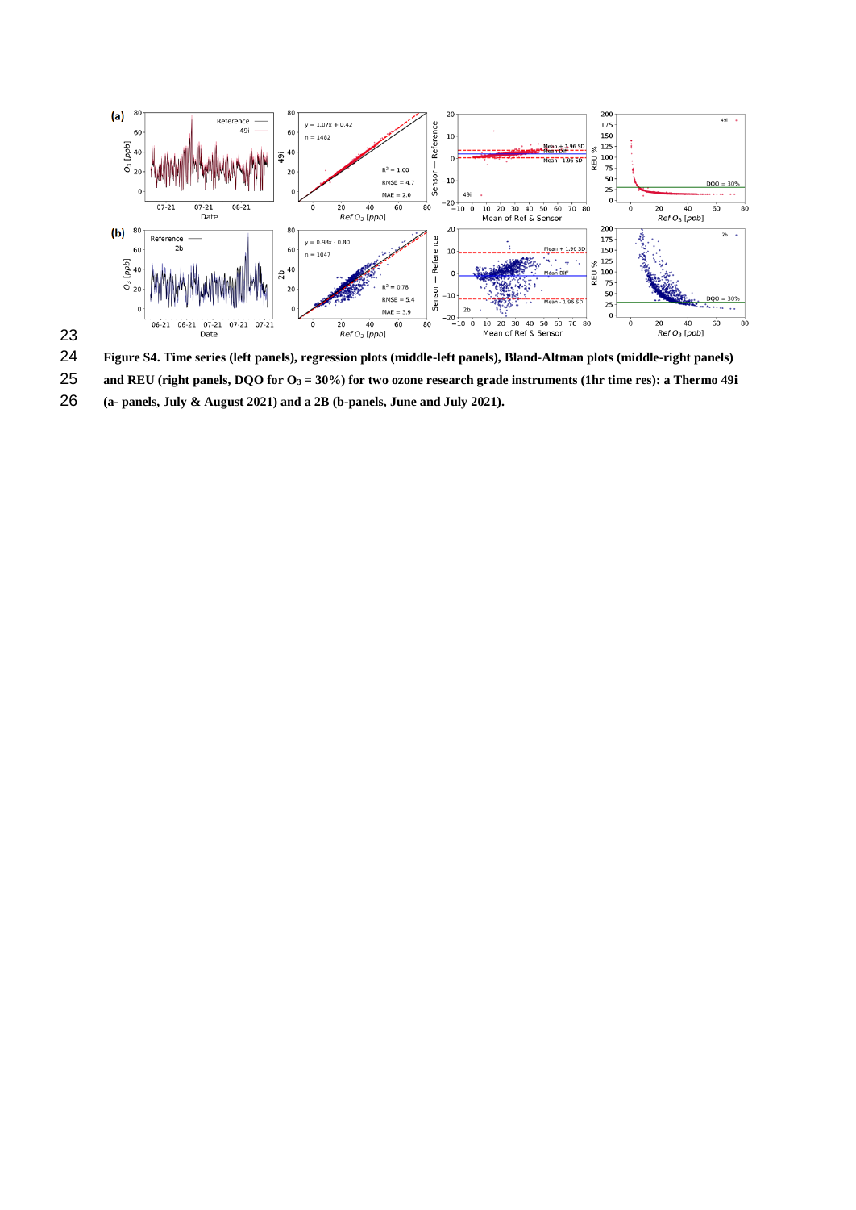(a)

Reference
49i

$O_3$ [ppb]

07-21 07-21 08-21

Date

$y = 1.07x + 0.42$

$n = 1482$

$R^2 = 1.00$

RMSE = 4.7

MAE = 2.0

49i

Ref $O_3$ [ppb]

Sensor — Reference

Mean + 1.96 SD

Mean Diff

Mean - 1.96 SD

49i

Mean of Ref & Sensor

REU %

49i

DQO = 30%

Ref $O_3$ [ppb]

(b)

Reference
2b

$O_3$ [ppb]

06-21 06-21 07-21 07-21 07-21

Date

$y = 0.98x - 0.80$

$n = 1047$

$R^2 = 0.78$

RMSE = 5.4

MAE = 3.9

2b

Ref $O_3$ [ppb]

Sensor — Reference

Mean + 1.96 SD

Mean Diff

Mean - 1.96 SD

2b

Mean of Ref & Sensor

REU %

2b

DQO = 30%

Ref $O_3$ [ppb]

**Figure S4. Time series (left panels), regression plots (middle-left panels), Bland-Altman plots (middle-right panels) and REU (right panels, DQO for $O_3$ = 30%) for two ozone research grade instruments (1hr time res): a Thermo 49i (a- panels, July & August 2021) and a 2B (b-panels, June and July 2021).**